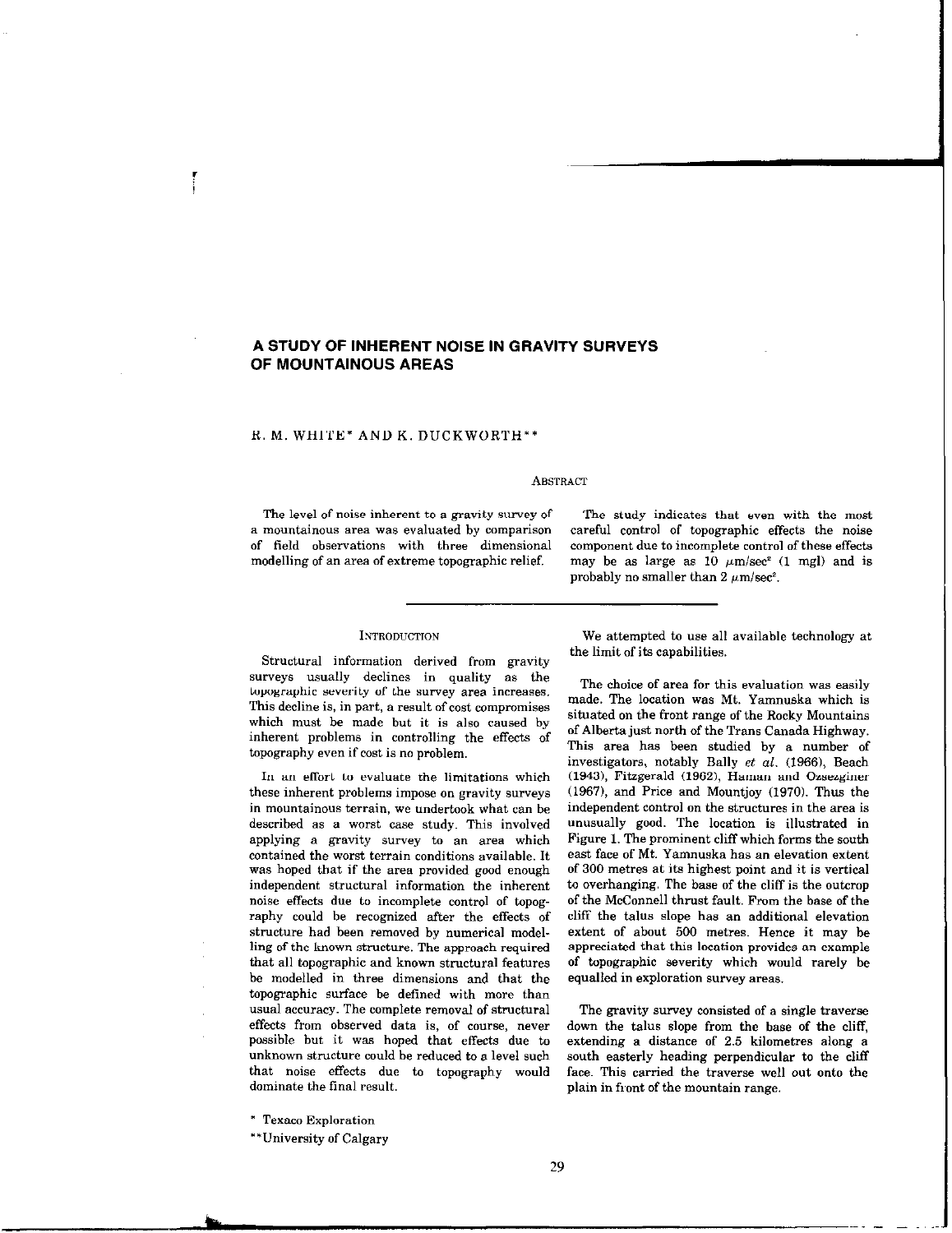# A STUDY OF INHERENT NOISE IN GRAVITY SURVEYS OF MOUNTAINOUS AREAS

R. M. WHITE* AND K. DUCKWORTH**

## Abstract

The level of noise inherent to a gravity survey of a mountainous area was evaluated by comparison of field observations with three dimensional modelling of an area of extreme topographic relief.

The study indicates that even with the most careful control of topographic effects the noise component due to incomplete control of these effects may be as large as 10 $\mu m/sec^2$ (1 mgl) and is probably no smaller than 2 $\mu m/sec^2$.

## Introduction

Structural information derived from gravity surveys usually declines in quality as the topographic severity of the survey area increases. This decline is, in part, a result of cost compromises which must be made but it is also caused by inherent problems in controlling the effects of topography even if cost is no problem.

In an effort to evaluate the limitations which these inherent problems impose on gravity surveys in mountainous terrain, we undertook what can be described as a worst case study. This involved applying a gravity survey to an area which contained the worst terrain conditions available. It was hoped that if the area provided good enough independent structural information the inherent noise effects due to incomplete control of topography could be recognized after the effects of structure had been removed by numerical modelling of the known structure. The approach required that all topographic and known structural features be modelled in three dimensions and that the topographic surface be defined with more than usual accuracy. The complete removal of structural effects from observed data is, of course, never possible but it was hoped that effects due to unknown structure could be reduced to a level such that noise effects due to topography would dominate the final result.

We attempted to use all available technology at the limit of its capabilities.

The choice of area for this evaluation was easily made. The location was Mt. Yamnuska which is situated on the front range of the Rocky Mountains of Alberta just north of the Trans Canada Highway. This area has been studied by a number of investigators, notably Bally *et al.* (1966), Beach (1943), Fitzgerald (1962), Haman and Ozseginer (1967), and Price and Mountjoy (1970). Thus the independent control on the structures in the area is unusually good. The location is illustrated in Figure 1. The prominent cliff which forms the south east face of Mt. Yamnuska has an elevation extent of 300 metres at its highest point and it is vertical to overhanging. The base of the cliff is the outcrop of the McConnell thrust fault. From the base of the cliff the talus slope has an additional elevation extent of about 500 metres. Hence it may be appreciated that this location provides an example of topographic severity which would rarely be equalled in exploration survey areas.

The gravity survey consisted of a single traverse down the talus slope from the base of the cliff, extending a distance of 2.5 kilometres along a south easterly heading perpendicular to the cliff face. This carried the traverse well out onto the plain in front of the mountain range.

\* Texaco Exploration

\*\*University of Calgary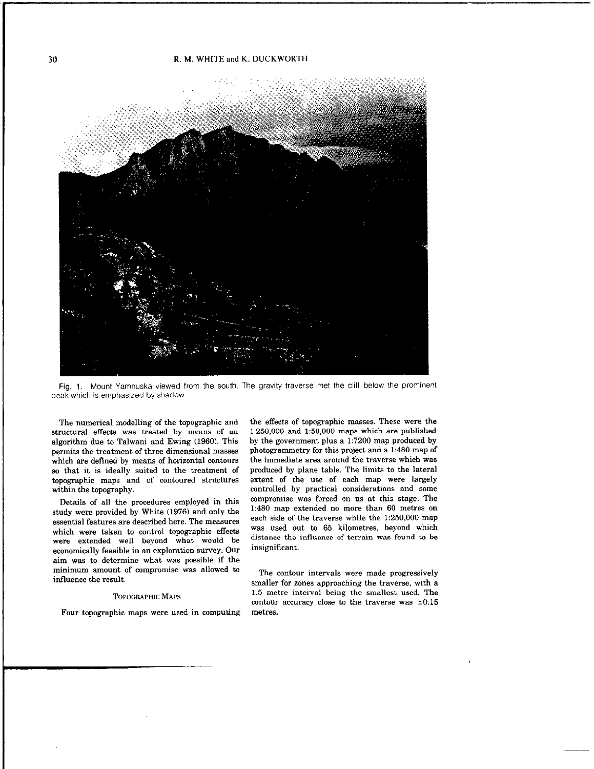Fig. 1. Mount Yamnuska viewed from the south. The gravity traverse met the cliff below the prominent peak which is emphasized by shadow.

The numerical modelling of the topographic and structural effects was treated by means of an algorithm due to Talwani and Ewing (1960). This permits the treatment of three dimensional masses which are defined by means of horizontal contours so that it is ideally suited to the treatment of topographic maps and of contoured structures within the topography.

Details of all the procedures employed in this study were provided by White (1976) and only the essential features are described here. The measures which were taken to control topographic effects were extended well beyond what would be economically feasible in an exploration survey. Our aim was to determine what was possible if the minimum amount of compromise was allowed to influence the result.

## Topographic Maps

Four topographic maps were used in computing the effects of topographic masses. These were the 1:250,000 and 1:50,000 maps which are published by the government plus a 1:7200 map produced by photogrammetry for this project and a 1:480 map of the immediate area around the traverse which was produced by plane table. The limits to the lateral extent of the use of each map were largely controlled by practical considerations and some compromise was forced on us at this stage. The 1:480 map extended no more than 60 metres on each side of the traverse while the 1:250,000 map was used out to 65 kilometres, beyond which distance the influence of terrain was found to be insignificant.

The contour intervals were made progressively smaller for zones approaching the traverse, with a 1.5 metre interval being the smallest used. The contour accuracy close to the traverse was ±0.15 metres.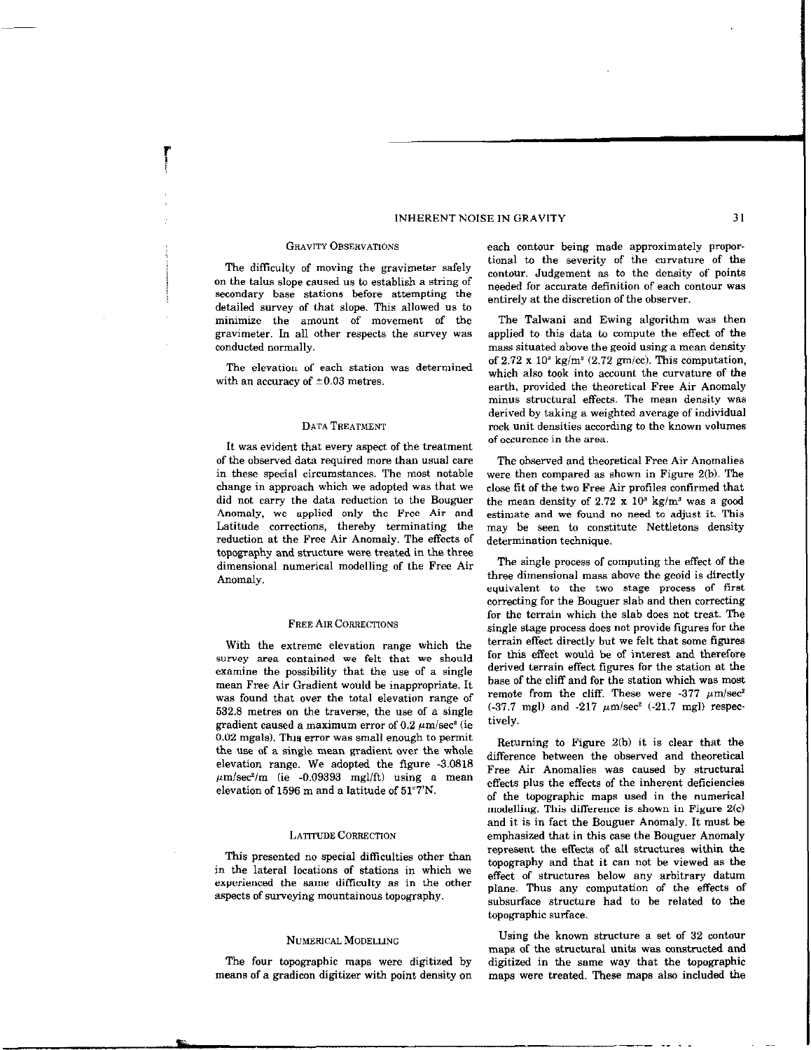## Gravity Observations

The difficulty of moving the gravimeter safely on the talus slope caused us to establish a string of secondary base stations before attempting the detailed survey of that slope. This allowed us to minimize the amount of movement of the gravimeter. In all other respects the survey was conducted normally.

The elevation of each station was determined with an accuracy of $\pm 0.03$ metres.

## Data Treatment

It was evident that every aspect of the treatment of the observed data required more than usual care in these special circumstances. The most notable change in approach which we adopted was that we did not carry the data reduction to the Bouguer Anomaly, we applied only the Free Air and Latitude corrections, thereby terminating the reduction at the Free Air Anomaly. The effects of topography and structure were treated in the three dimensional numerical modelling of the Free Air Anomaly.

## Free Air Corrections

With the extreme elevation range which the survey area contained we felt that we should examine the possibility that the use of a single mean Free Air Gradient would be inappropriate. It was found that over the total elevation range of 532.8 metres on the traverse, the use of a single gradient caused a maximum error of 0.2 $\mu$m/sec$^2$ (ie 0.02 mgals). This error was small enough to permit the use of a single mean gradient over the whole elevation range. We adopted the figure -3.0818 $\mu$m/sec$^2$/m (ie -0.09393 mgl/ft) using a mean elevation of 1596 m and a latitude of 51°7'N.

## Latitude Correction

This presented no special difficulties other than in the lateral locations of stations in which we experienced the same difficulty as in the other aspects of surveying mountainous topography.

## Numerical Modelling

The four topographic maps were digitized by means of a gradicon digitizer with point density on each contour being made approximately proportional to the severity of the curvature of the contour. Judgement as to the density of points needed for accurate definition of each contour was entirely at the discretion of the observer.

The Talwani and Ewing algorithm was then applied to this data to compute the effect of the mass situated above the geoid using a mean density of 2.72 x $10^3$ kg/m$^3$ (2.72 gm/cc). This computation, which also took into account the curvature of the earth, provided the theoretical Free Air Anomaly minus structural effects. The mean density was derived by taking a weighted average of individual rock unit densities according to the known volumes of occurence in the area.

The observed and theoretical Free Air Anomalies were then compared as shown in Figure 2(b). The close fit of the two Free Air profiles confirmed that the mean density of 2.72 x $10^3$ kg/m$^3$ was a good estimate and we found no need to adjust it. This may be seen to constitute Nettletons density determination technique.

The single process of computing the effect of the three dimensional mass above the geoid is directly equivalent to the two stage process of first correcting for the Bouguer slab and then correcting for the terrain which the slab does not treat. The single stage process does not provide figures for the terrain effect directly but we felt that some figures for this effect would be of interest and therefore derived terrain effect figures for the station at the base of the cliff and for the station which was most remote from the cliff. These were -377 $\mu$m/sec$^2$ (-37.7 mgl) and -217 $\mu$m/sec$^2$ (-21.7 mgl) respectively.

Returning to Figure 2(b) it is clear that the difference between the observed and theoretical Free Air Anomalies was caused by structural effects plus the effects of the inherent deficiencies of the topographic maps used in the numerical modelling. This difference is shown in Figure 2(c) and it is in fact the Bouguer Anomaly. It must be emphasized that in this case the Bouguer Anomaly represent the effects of all structures within the topography and that it can not be viewed as the effect of structures below any arbitrary datum plane. Thus any computation of the effects of subsurface structure had to be related to the topographic surface.

Using the known structure a set of 32 contour maps of the structural units was constructed and digitized in the same way that the topographic maps were treated. These maps also included the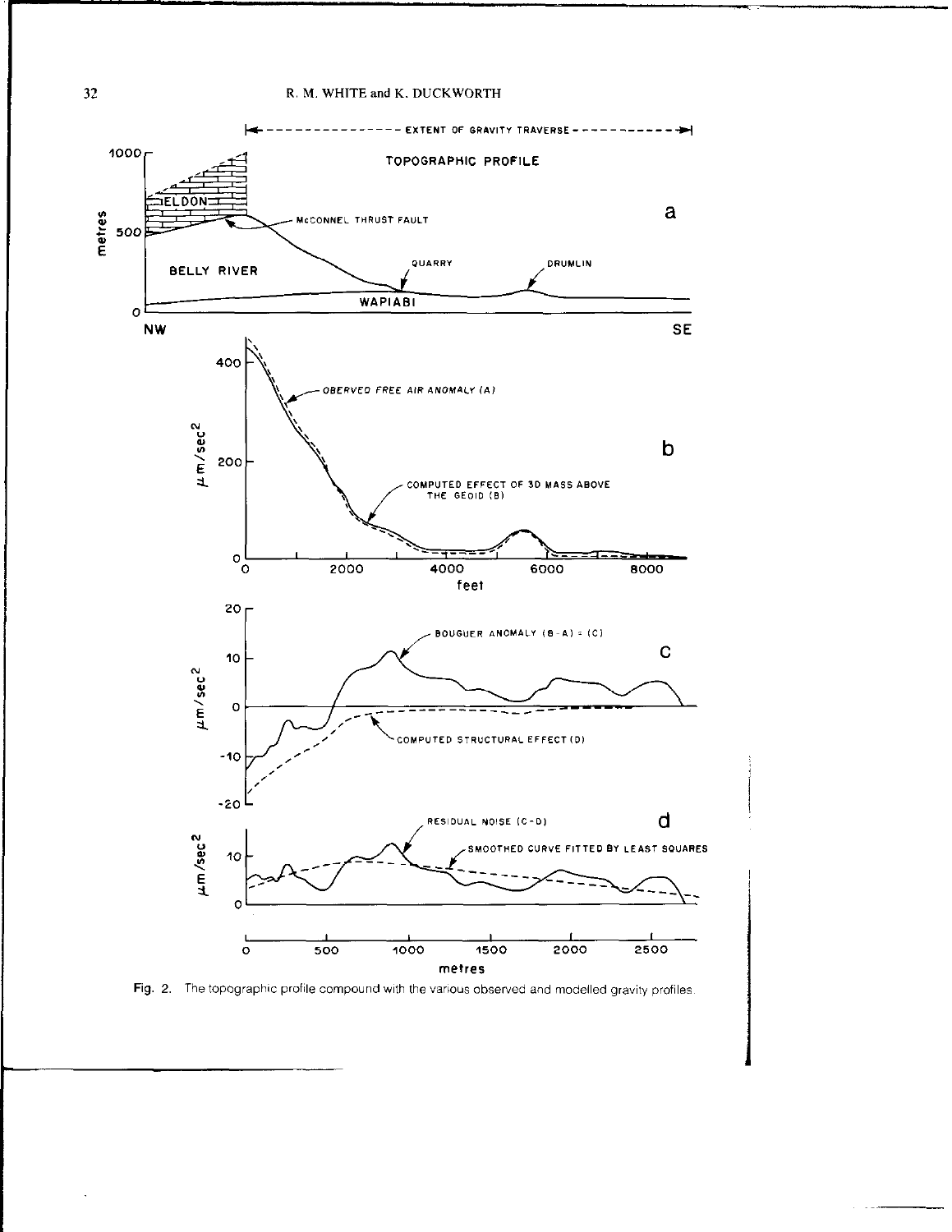Fig. 2. The topographic profile compound with the various observed and modelled gravity profiles.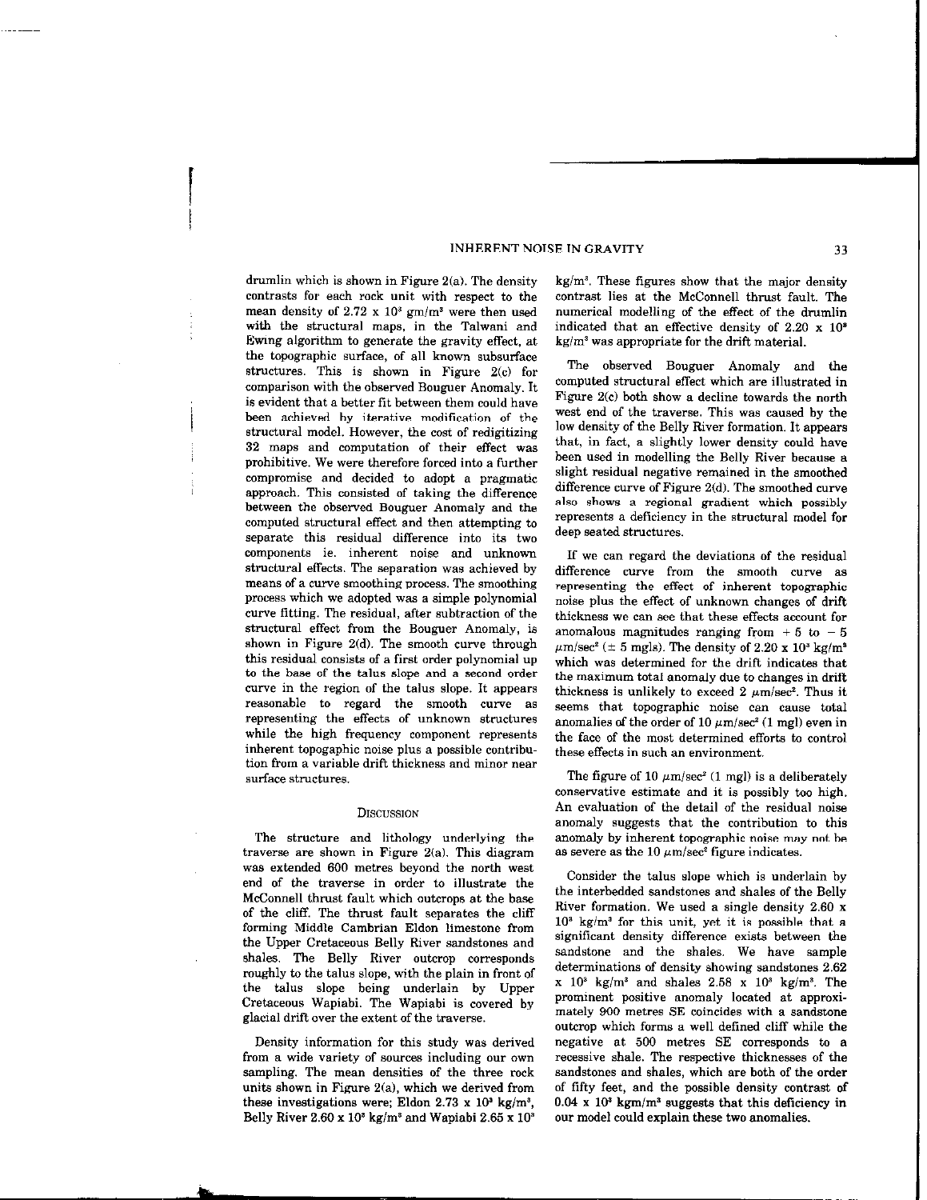drumlin which is shown in Figure 2(a). The density contrasts for each rock unit with respect to the mean density of $2.72 \times 10^3$ gm/m$^3$ were then used with the structural maps, in the Talwani and Ewing algorithm to generate the gravity effect, at the topographic surface, of all known subsurface structures. This is shown in Figure 2(c) for comparison with the observed Bouguer Anomaly. It is evident that a better fit between them could have been achieved by iterative modification of the structural model. However, the cost of redigitizing 32 maps and computation of their effect was prohibitive. We were therefore forced into a further compromise and decided to adopt a pragmatic approach. This consisted of taking the difference between the observed Bouguer Anomaly and the computed structural effect and then attempting to separate this residual difference into its two components ie. inherent noise and unknown structural effects. The separation was achieved by means of a curve smoothing process. The smoothing process which we adopted was a simple polynomial curve fitting. The residual, after subtraction of the structural effect from the Bouguer Anomaly, is shown in Figure 2(d). The smooth curve through this residual consists of a first order polynomial up to the base of the talus slope and a second order curve in the region of the talus slope. It appears reasonable to regard the smooth curve as representing the effects of unknown structures while the high frequency component represents inherent topogaphic noise plus a possible contribution from a variable drift thickness and minor near surface structures.

## Discussion

The structure and lithology underlying the traverse are shown in Figure 2(a). This diagram was extended 600 metres beyond the north west end of the traverse in order to illustrate the McConnell thrust fault which outcrops at the base of the cliff. The thrust fault separates the cliff forming Middle Cambrian Eldon limestone from the Upper Cretaceous Belly River sandstones and shales. The Belly River outcrop corresponds roughly to the talus slope, with the plain in front of the talus slope being underlain by Upper Cretaceous Wapiabi. The Wapiabi is covered by glacial drift over the extent of the traverse.

Density information for this study was derived from a wide variety of sources including our own sampling. The mean densities of the three rock units shown in Figure 2(a), which we derived from these investigations were; Eldon $2.73 \times 10^3$ kg/m$^3$, Belly River $2.60 \times 10^3$ kg/m$^3$ and Wapiabi $2.65 \times 10^3$ kg/m$^3$. These figures show that the major density contrast lies at the McConnell thrust fault. The numerical modelling of the effect of the drumlin indicated that an effective density of $2.20 \times 10^3$ kg/m$^3$ was appropriate for the drift material.

The observed Bouguer Anomaly and the computed structural effect which are illustrated in Figure 2(c) both show a decline towards the north west end of the traverse. This was caused by the low density of the Belly River formation. It appears that, in fact, a slightly lower density could have been used in modelling the Belly River because a slight residual negative remained in the smoothed difference curve of Figure 2(d). The smoothed curve also shows a regional gradient which possibly represents a deficiency in the structural model for deep seated structures.

If we can regard the deviations of the residual difference curve from the smooth curve as representing the effect of inherent topographic noise plus the effect of unknown changes of drift thickness we can see that these effects account for anomalous magnitudes ranging from $+5$ to $-5$ $\mu$m/sec$^2$ ($\pm$ 5 mgls). The density of $2.20 \times 10^3$ kg/m$^3$ which was determined for the drift indicates that the maximum total anomaly due to changes in drift thickness is unlikely to exceed 2 $\mu$m/sec$^2$. Thus it seems that topographic noise can cause total anomalies of the order of 10 $\mu$m/sec$^2$ (1 mgl) even in the face of the most determined efforts to control these effects in such an environment.

The figure of 10 $\mu$m/sec$^2$ (1 mgl) is a deliberately conservative estimate and it is possibly too high. An evaluation of the detail of the residual noise anomaly suggests that the contribution to this anomaly by inherent topographic noise may not be as severe as the 10 $\mu$m/sec$^2$ figure indicates.

Consider the talus slope which is underlain by the interbedded sandstones and shales of the Belly River formation. We used a single density $2.60 \times 10^3$ kg/m$^3$ for this unit, yet it is possible that a significant density difference exists between the sandstone and the shales. We have sample determinations of density showing sandstones $2.62 \times 10^3$ kg/m$^3$ and shales $2.58 \times 10^3$ kg/m$^3$. The prominent positive anomaly located at approximately 900 metres SE coincides with a sandstone outcrop which forms a well defined cliff while the negative at 500 metres SE corresponds to a recessive shale. The respective thicknesses of the sandstones and shales, which are both of the order of fifty feet, and the possible density contrast of $0.04 \times 10^3$ kgm/m$^3$ suggests that this deficiency in our model could explain these two anomalies.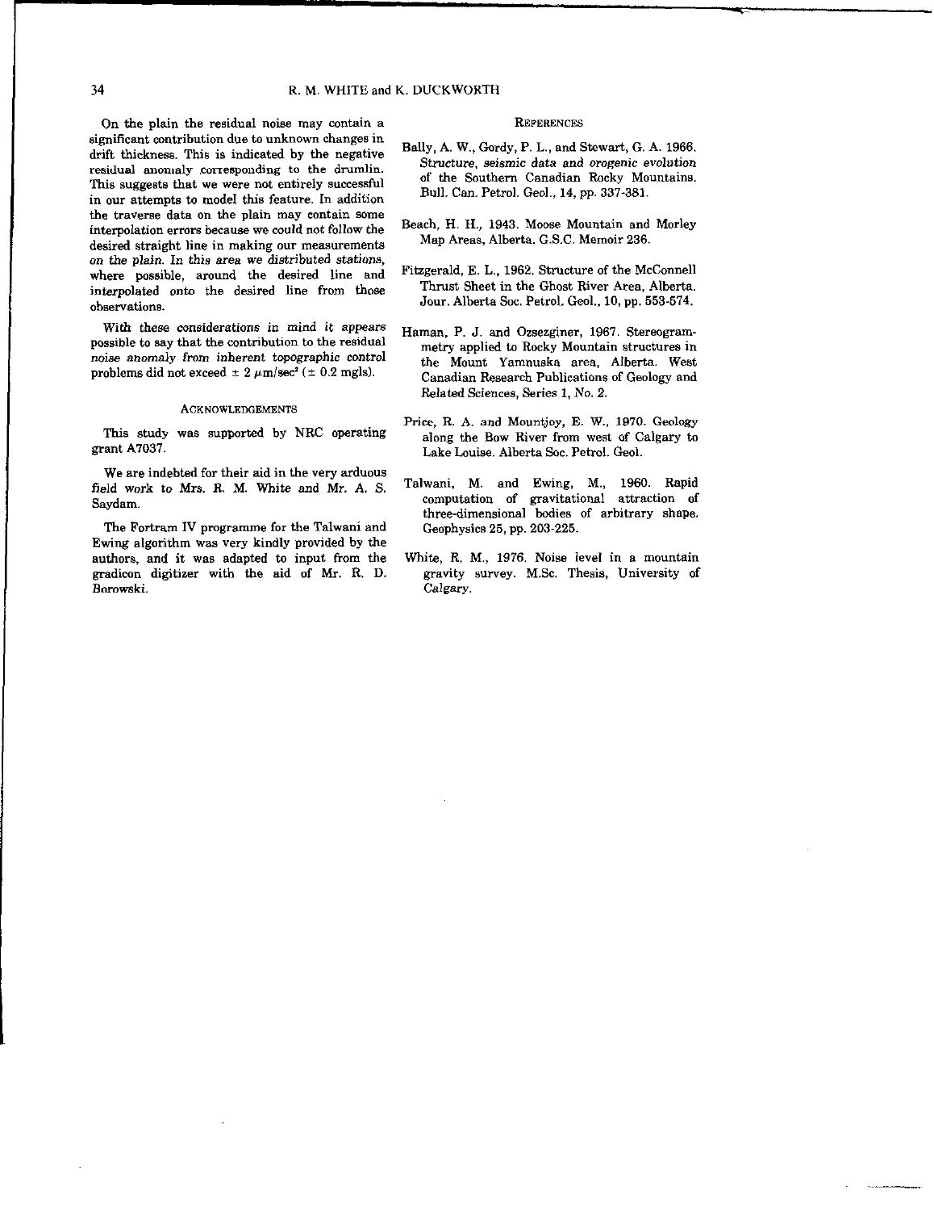On the plain the residual noise may contain a significant contribution due to unknown changes in drift thickness. This is indicated by the negative residual anomaly corresponding to the drumlin. This suggests that we were not entirely successful in our attempts to model this feature. In addition the traverse data on the plain may contain some interpolation errors because we could not follow the desired straight line in making our measurements on the plain. In this area we distributed stations, where possible, around the desired line and interpolated onto the desired line from those observations.

With these considerations in mind it appears possible to say that the contribution to the residual noise anomaly from inherent topographic control problems did not exceed $\pm$ 2 $\mu$m/sec$^2$ ($\pm$ 0.2 mgls).

## ACKNOWLEDGEMENTS

This study was supported by NRC operating grant A7037.

We are indebted for their aid in the very arduous field work to Mrs. R. M. White and Mr. A. S. Saydam.

The Fortram IV programme for the Talwani and Ewing algorithm was very kindly provided by the authors, and it was adapted to input from the gradicon digitizer with the aid of Mr. R. D. Borowski.

## REFERENCES

Bally, A. W., Gordy, P. L., and Stewart, G. A. 1966. *Structure, seismic data and orogenic evolution* of the Southern Canadian Rocky Mountains. Bull. Can. Petrol. Geol., 14, pp. 337-381.

Beach, H. H., 1943. Moose Mountain and Morley Map Areas, Alberta. G.S.C. Memoir 236.

Fitzgerald, E. L., 1962. Structure of the McConnell Thrust Sheet in the Ghost River Area, Alberta. Jour. Alberta Soc. Petrol. Geol., 10, pp. 553-574.

Haman, P. J. and Ozsezginer, 1967. Stereogrammetry applied to Rocky Mountain structures in the Mount Yamnuska area, Alberta. West Canadian Research Publications of Geology and Related Sciences, Series 1, No. 2.

Price, R. A. and Mountjoy, E. W., 1970. Geology along the Bow River from west of Calgary to Lake Louise. Alberta Soc. Petrol. Geol.

Talwani, M. and Ewing, M., 1960. Rapid computation of gravitational attraction of three-dimensional bodies of arbitrary shape. Geophysics 25, pp. 203-225.

White, R. M., 1976. Noise level in a mountain gravity survey. M.Sc. Thesis, University of Calgary.